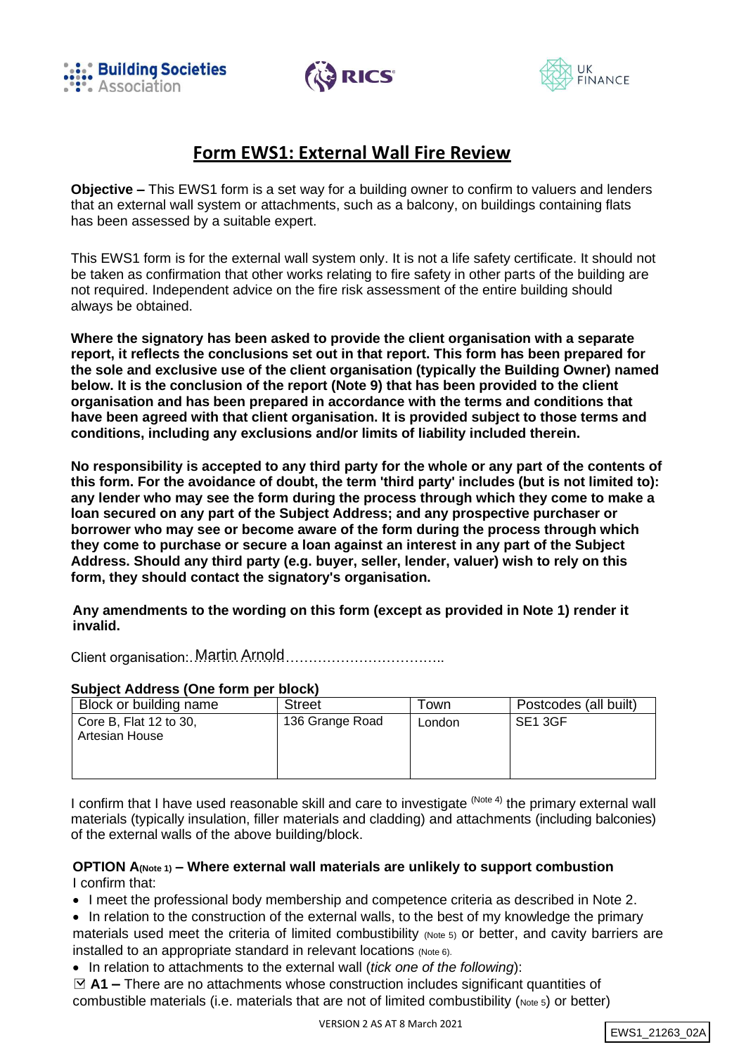Building Societies Association | RICS | UK FINANCE

# Form EWS1: External Wall Fire Review

**Objective –** This EWS1 form is a set way for a building owner to confirm to valuers and lenders that an external wall system or attachments, such as a balcony, on buildings containing flats has been assessed by a suitable expert.

This EWS1 form is for the external wall system only. It is not a life safety certificate. It should not be taken as confirmation that other works relating to fire safety in other parts of the building are not required. Independent advice on the fire risk assessment of the entire building should always be obtained.

**Where the signatory has been asked to provide the client organisation with a separate report, it reflects the conclusions set out in that report. This form has been prepared for the sole and exclusive use of the client organisation (typically the Building Owner) named below. It is the conclusion of the report (Note 9) that has been provided to the client organisation and has been prepared in accordance with the terms and conditions that have been agreed with that client organisation. It is provided subject to those terms and conditions, including any exclusions and/or limits of liability included therein.**

**No responsibility is accepted to any third party for the whole or any part of the contents of this form. For the avoidance of doubt, the term 'third party' includes (but is not limited to): any lender who may see the form during the process through which they come to make a loan secured on any part of the Subject Address; and any prospective purchaser or borrower who may see or become aware of the form during the process through which they come to purchase or secure a loan against an interest in any part of the Subject Address. Should any third party (e.g. buyer, seller, lender, valuer) wish to rely on this form, they should contact the signatory's organisation.**

**Any amendments to the wording on this form (except as provided in Note 1) render it invalid.**

Client organisation: Martin Arnold

**Subject Address (One form per block)**

| Block or building name | Street | Town | Postcodes (all built) |
|---|---|---|---|
| Core B, Flat 12 to 30, Artesian House | 136 Grange Road | London | SE1 3GF |

I confirm that I have used reasonable skill and care to investigate (Note 4) the primary external wall materials (typically insulation, filler materials and cladding) and attachments (including balconies) of the external walls of the above building/block.

**OPTION A (Note 1) – Where external wall materials are unlikely to support combustion**

I confirm that:

- I meet the professional body membership and competence criteria as described in Note 2.
- In relation to the construction of the external walls, to the best of my knowledge the primary materials used meet the criteria of limited combustibility (Note 5) or better, and cavity barriers are installed to an appropriate standard in relevant locations (Note 6).
- In relation to attachments to the external wall (*tick one of the following*):

☑ **A1 –** There are no attachments whose construction includes significant quantities of combustible materials (i.e. materials that are not of limited combustibility (Note 5) or better)

VERSION 2 AS AT 8 March 2021

EWS1_21263_02A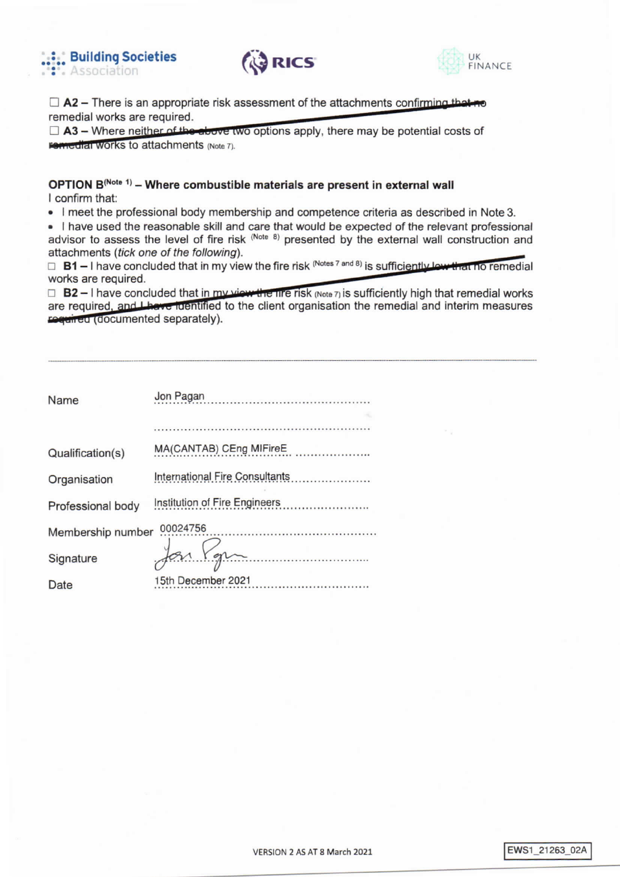☐ **A2** – There is an appropriate risk assessment of the attachments confirming that no remedial works are required.

☐ **A3** – Where neither of the above two options apply, there may be potential costs of remedial works to attachments (Note 7).

### OPTION B(Note 1) – Where combustible materials are present in external wall

I confirm that:

- I meet the professional body membership and competence criteria as described in Note 3.
- I have used the reasonable skill and care that would be expected of the relevant professional advisor to assess the level of fire risk (Note 8) presented by the external wall construction and attachments (*tick one of the following*).

☐ **B1** – I have concluded that in my view the fire risk (Notes 7 and 8) is sufficiently low that no remedial works are required.

☐ **B2** – I have concluded that in my view the fire risk (Note 7) is sufficiently high that remedial works are required, and I have identified to the client organisation the remedial and interim measures required (documented separately).

---

| | |
|---|---|
| Name | Jon Pagan |
| | |
| Qualification(s) | MA(CANTAB) CEng MIFireE |
| Organisation | International Fire Consultants |
| Professional body | Institution of Fire Engineers |
| Membership number | 00024756 |
| Signature | Jon Pagan |
| Date | 15th December 2021 |

VERSION 2 AS AT 8 March 2021

EWS1_21263_02A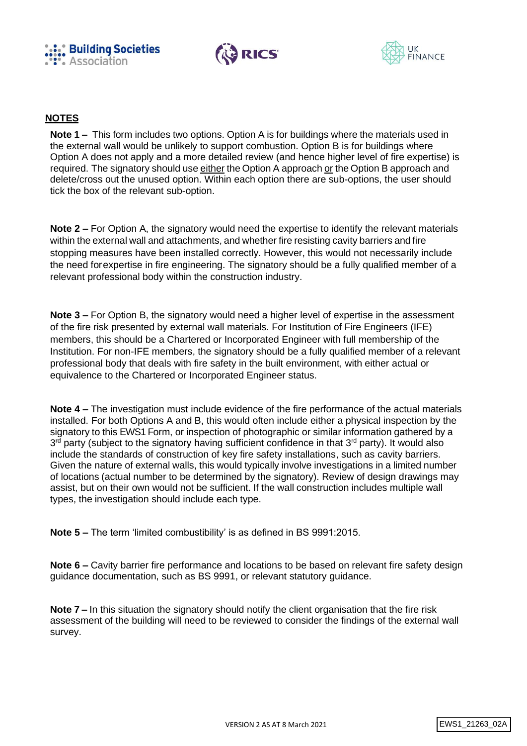## NOTES

**Note 1 –** This form includes two options. Option A is for buildings where the materials used in the external wall would be unlikely to support combustion. Option B is for buildings where Option A does not apply and a more detailed review (and hence higher level of fire expertise) is required. The signatory should use either the Option A approach or the Option B approach and delete/cross out the unused option. Within each option there are sub-options, the user should tick the box of the relevant sub-option.

**Note 2 –** For Option A, the signatory would need the expertise to identify the relevant materials within the external wall and attachments, and whether fire resisting cavity barriers and fire stopping measures have been installed correctly. However, this would not necessarily include the need for expertise in fire engineering. The signatory should be a fully qualified member of a relevant professional body within the construction industry.

**Note 3 –** For Option B, the signatory would need a higher level of expertise in the assessment of the fire risk presented by external wall materials. For Institution of Fire Engineers (IFE) members, this should be a Chartered or Incorporated Engineer with full membership of the Institution. For non-IFE members, the signatory should be a fully qualified member of a relevant professional body that deals with fire safety in the built environment, with either actual or equivalence to the Chartered or Incorporated Engineer status.

**Note 4 –** The investigation must include evidence of the fire performance of the actual materials installed. For both Options A and B, this would often include either a physical inspection by the signatory to this EWS1 Form, or inspection of photographic or similar information gathered by a 3rd party (subject to the signatory having sufficient confidence in that 3rd party). It would also include the standards of construction of key fire safety installations, such as cavity barriers. Given the nature of external walls, this would typically involve investigations in a limited number of locations (actual number to be determined by the signatory). Review of design drawings may assist, but on their own would not be sufficient. If the wall construction includes multiple wall types, the investigation should include each type.

**Note 5 –** The term 'limited combustibility' is as defined in BS 9991:2015.

**Note 6 –** Cavity barrier fire performance and locations to be based on relevant fire safety design guidance documentation, such as BS 9991, or relevant statutory guidance.

**Note 7 –** In this situation the signatory should notify the client organisation that the fire risk assessment of the building will need to be reviewed to consider the findings of the external wall survey.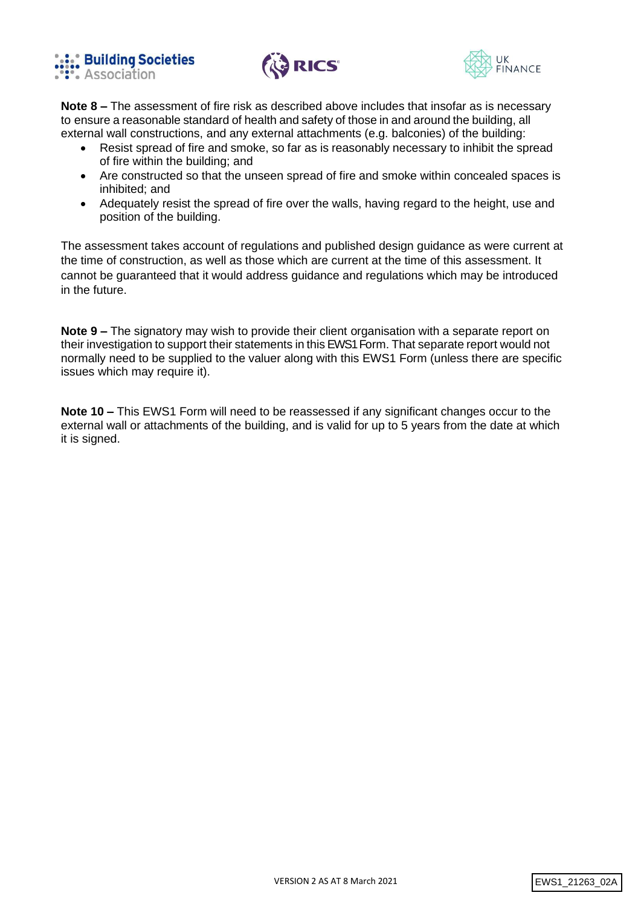**Note 8 –** The assessment of fire risk as described above includes that insofar as is necessary to ensure a reasonable standard of health and safety of those in and around the building, all external wall constructions, and any external attachments (e.g. balconies) of the building:

- Resist spread of fire and smoke, so far as is reasonably necessary to inhibit the spread of fire within the building; and
- Are constructed so that the unseen spread of fire and smoke within concealed spaces is inhibited; and
- Adequately resist the spread of fire over the walls, having regard to the height, use and position of the building.

The assessment takes account of regulations and published design guidance as were current at the time of construction, as well as those which are current at the time of this assessment. It cannot be guaranteed that it would address guidance and regulations which may be introduced in the future.

**Note 9 –** The signatory may wish to provide their client organisation with a separate report on their investigation to support their statements in this EWS1 Form. That separate report would not normally need to be supplied to the valuer along with this EWS1 Form (unless there are specific issues which may require it).

**Note 10 –** This EWS1 Form will need to be reassessed if any significant changes occur to the external wall or attachments of the building, and is valid for up to 5 years from the date at which it is signed.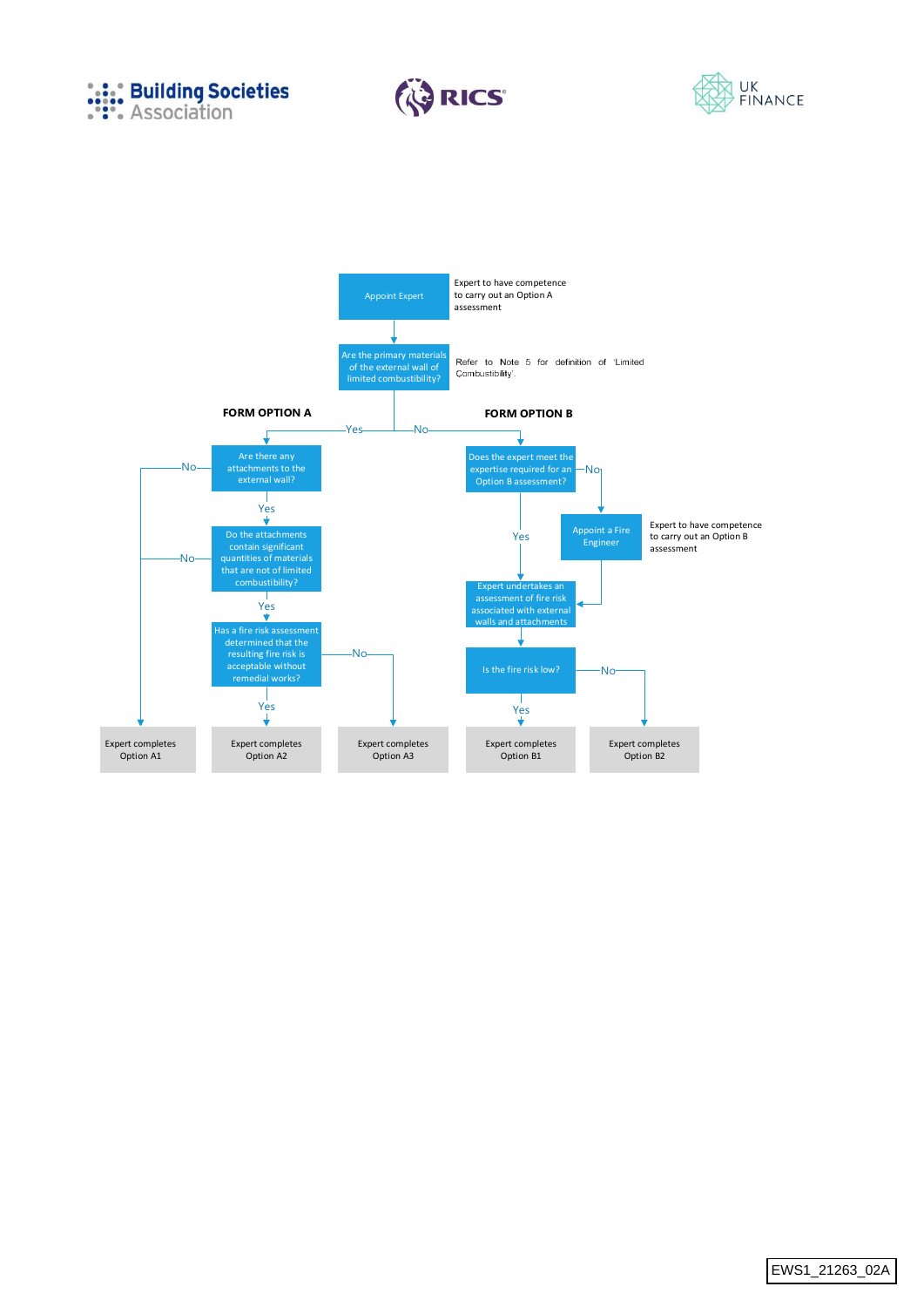Building Societies Association

RICS

UK FINANCE

Appoint Expert

Expert to have competence to carry out an Option A assessment

Are the primary materials of the external wall of limited combustibility?

Refer to Note 5 for definition of 'Limited Combustibility'.

**FORM OPTION A**

**FORM OPTION B**

Yes

No

Are there any attachments to the external wall?

No

Yes

Do the attachments contain significant quantities of materials that are not of limited combustibility?

No

Yes

Has a fire risk assessment determined that the resulting fire risk is acceptable without remedial works?

No

Yes

Does the expert meet the expertise required for an Option B assessment?

No

Appoint a Fire Engineer

Expert to have competence to carry out an Option B assessment

Yes

Expert undertakes an assessment of fire risk associated with external walls and attachments

Is the fire risk low?

No

Yes

Expert completes Option A1

Expert completes Option A2

Expert completes Option A3

Expert completes Option B1

Expert completes Option B2

EWS1_21263_02A